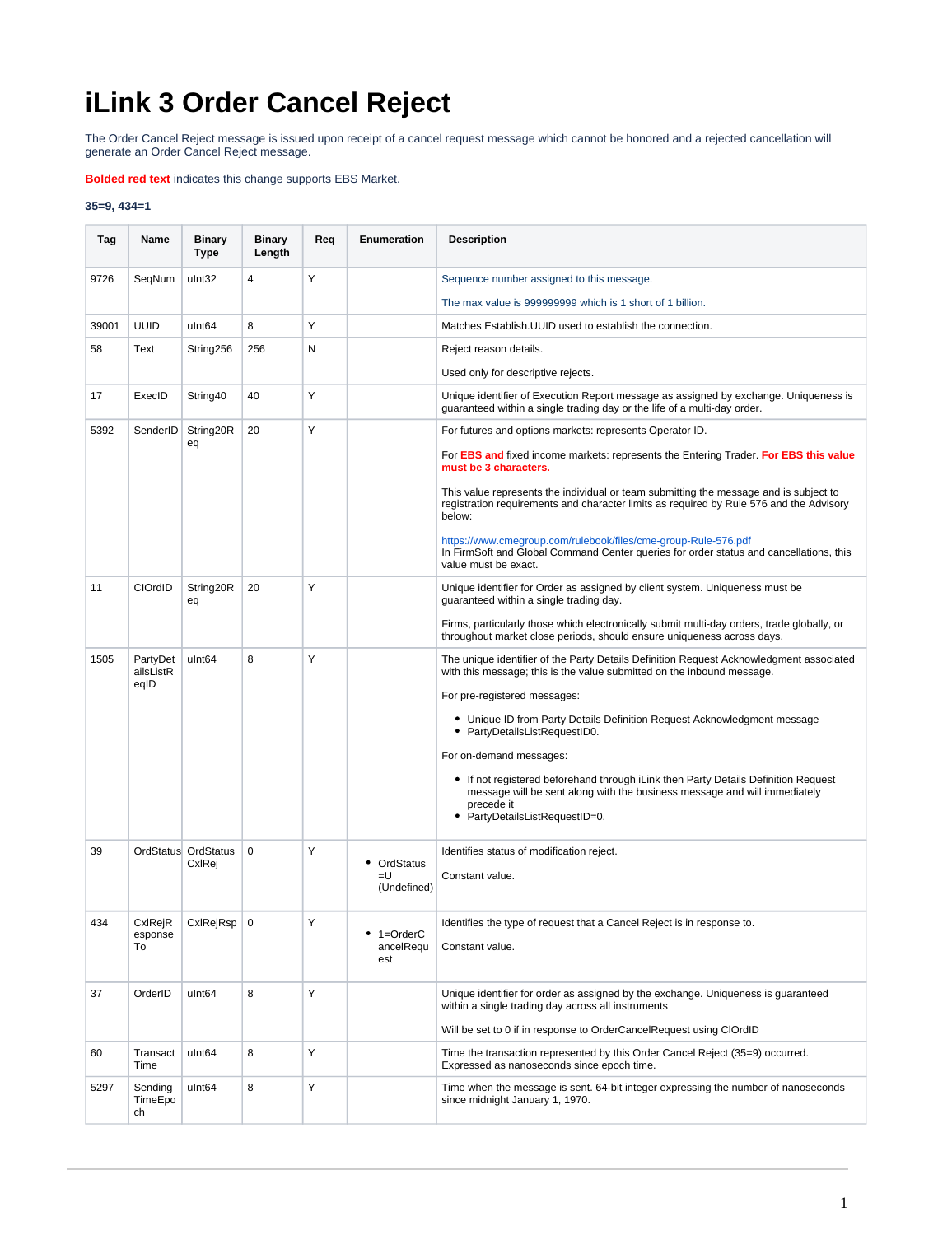# iLink 3 Order Cancel Reject

The Order Cancel Reject message is issued upon receipt of a cancel request message which cannot be honored and a rejected cancellation will generate an Order Cancel Reject message.

**Bolded red text** indicates this change supports EBS Market.

**35=9, 434=1**

| Tag | Name | Binary Type | Binary Length | Req | Enumeration | Description |
|---|---|---|---|---|---|---|
| 9726 | SeqNum | uInt32 | 4 | Y | | Sequence number assigned to this message.<br><br>The max value is 999999999 which is 1 short of 1 billion. |
| 39001 | UUID | uInt64 | 8 | Y | | Matches Establish.UUID used to establish the connection. |
| 58 | Text | String256 | 256 | N | | Reject reason details.<br><br>Used only for descriptive rejects. |
| 17 | ExecID | String40 | 40 | Y | | Unique identifier of Execution Report message as assigned by exchange. Uniqueness is guaranteed within a single trading day or the life of a multi-day order. |
| 5392 | SenderID | String20Req | 20 | Y | | For futures and options markets: represents Operator ID.<br><br>For **EBS and** fixed income markets: represents the Entering Trader. **For EBS this value must be 3 characters.**<br><br>This value represents the individual or team submitting the message and is subject to registration requirements and character limits as required by Rule 576 and the Advisory below:<br><br>https://www.cmegroup.com/rulebook/files/cme-group-Rule-576.pdf<br>In FirmSoft and Global Command Center queries for order status and cancellations, this value must be exact. |
| 11 | ClOrdID | String20Req | 20 | Y | | Unique identifier for Order as assigned by client system. Uniqueness must be guaranteed within a single trading day.<br><br>Firms, particularly those which electronically submit multi-day orders, trade globally, or throughout market close periods, should ensure uniqueness across days. |
| 1505 | PartyDetailsListReqID | uInt64 | 8 | Y | | The unique identifier of the Party Details Definition Request Acknowledgment associated with this message; this is the value submitted on the inbound message.<br><br>For pre-registered messages:<br>• Unique ID from Party Details Definition Request Acknowledgment message<br>• PartyDetailsListRequestID0.<br><br>For on-demand messages:<br>• If not registered beforehand through iLink then Party Details Definition Request message will be sent along with the business message and will immediately precede it<br>• PartyDetailsListRequestID=0. |
| 39 | OrdStatus | OrdStatusCxlRej | 0 | Y | • OrdStatus=U (Undefined) | Identifies status of modification reject.<br><br>Constant value. |
| 434 | CxlRejResponseTo | CxlRejRsp | 0 | Y | • 1=OrderCancelRequest | Identifies the type of request that a Cancel Reject is in response to.<br><br>Constant value. |
| 37 | OrderID | uInt64 | 8 | Y | | Unique identifier for order as assigned by the exchange. Uniqueness is guaranteed within a single trading day across all instruments<br><br>Will be set to 0 if in response to OrderCancelRequest using ClOrdID |
| 60 | TransactTime | uInt64 | 8 | Y | | Time the transaction represented by this Order Cancel Reject (35=9) occurred. Expressed as nanoseconds since epoch time. |
| 5297 | SendingTimeEpoch | uInt64 | 8 | Y | | Time when the message is sent. 64-bit integer expressing the number of nanoseconds since midnight January 1, 1970. |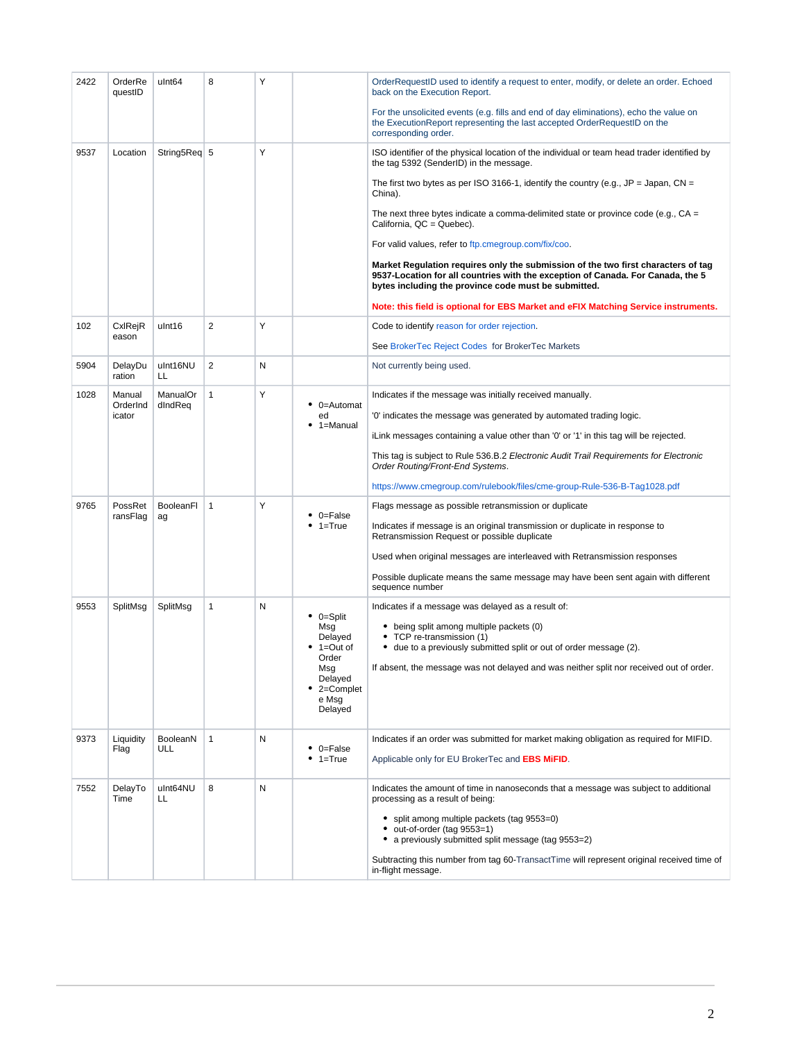| | | | | | | |
|---|---|---|---|---|---|---|
| 2422 | OrderRequestID | uInt64 | 8 | Y | | OrderRequestID used to identify a request to enter, modify, or delete an order. Echoed back on the Execution Report.<br><br>For the unsolicited events (e.g. fills and end of day eliminations), echo the value on the ExecutionReport representing the last accepted OrderRequestID on the corresponding order. |
| 9537 | Location | String5Req | 5 | Y | | ISO identifier of the physical location of the individual or team head trader identified by the tag 5392 (SenderID) in the message.<br><br>The first two bytes as per ISO 3166-1, identify the country (e.g., JP = Japan, CN = China).<br><br>The next three bytes indicate a comma-delimited state or province code (e.g., CA = California, QC = Quebec).<br><br>For valid values, refer to ftp.cmegroup.com/fix/coo.<br><br>**Market Regulation requires only the submission of the two first characters of tag 9537-Location for all countries with the exception of Canada. For Canada, the 5 bytes including the province code must be submitted.**<br><br>**Note: this field is optional for EBS Market and eFIX Matching Service instruments.** |
| 102 | CxlRejReason | uInt16 | 2 | Y | | Code to identify reason for order rejection.<br><br>See BrokerTec Reject Codes for BrokerTec Markets |
| 5904 | DelayDuration | uInt16NULL | 2 | N | | Not currently being used. |
| 1028 | ManualOrderIndicator | ManualOrdIndReq | 1 | Y | • 0=Automated<br>• 1=Manual | Indicates if the message was initially received manually.<br><br>'0' indicates the message was generated by automated trading logic.<br><br>iLink messages containing a value other than '0' or '1' in this tag will be rejected.<br><br>This tag is subject to Rule 536.B.2 *Electronic Audit Trail Requirements for Electronic Order Routing/Front-End Systems*.<br><br>https://www.cmegroup.com/rulebook/files/cme-group-Rule-536-B-Tag1028.pdf |
| 9765 | PossRetransFlag | BooleanFlag | 1 | Y | • 0=False<br>• 1=True | Flags message as possible retransmission or duplicate<br><br>Indicates if message is an original transmission or duplicate in response to Retransmission Request or possible duplicate<br><br>Used when original messages are interleaved with Retransmission responses<br><br>Possible duplicate means the same message may have been sent again with different sequence number |
| 9553 | SplitMsg | SplitMsg | 1 | N | • 0=Split Msg Delayed<br>• 1=Out of Order Msg Delayed<br>• 2=Complete Msg Delayed | Indicates if a message was delayed as a result of:<br><br>• being split among multiple packets (0)<br>• TCP re-transmission (1)<br>• due to a previously submitted split or out of order message (2).<br><br>If absent, the message was not delayed and was neither split nor received out of order. |
| 9373 | LiquidityFlag | BooleanNULL | 1 | N | • 0=False<br>• 1=True | Indicates if an order was submitted for market making obligation as required for MIFID.<br><br>Applicable only for EU BrokerTec and **EBS MiFID**. |
| 7552 | DelayToTime | uInt64NULL | 8 | N | | Indicates the amount of time in nanoseconds that a message was subject to additional processing as a result of being:<br><br>• split among multiple packets (tag 9553=0)<br>• out-of-order (tag 9553=1)<br>• a previously submitted split message (tag 9553=2)<br><br>Subtracting this number from tag 60-TransactTime will represent original received time of in-flight message. |